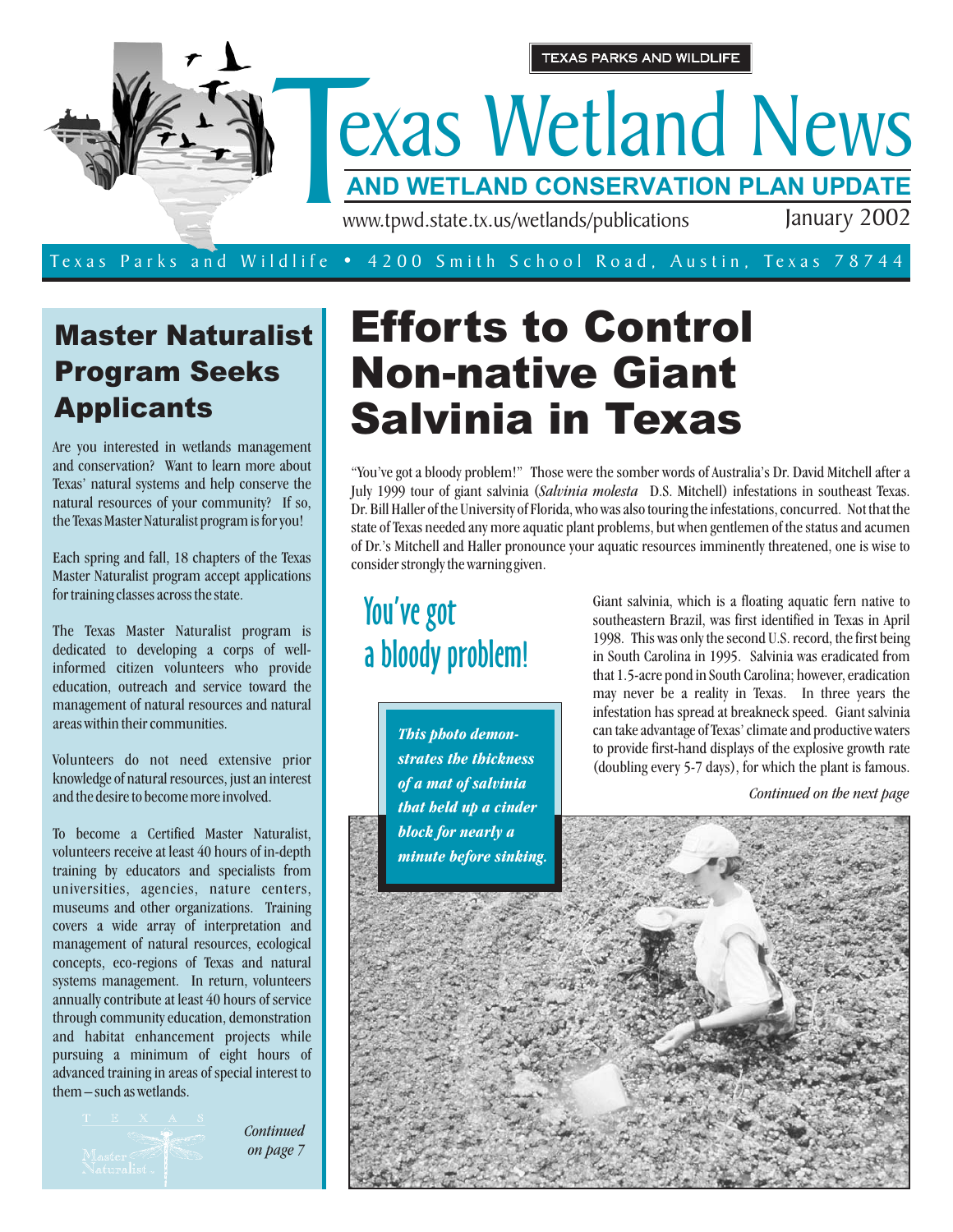TEXAS PARKS AND WILDLIFE

# Texas Wetland News

**AND WETLAND CONSERVATION PLAN UPDATE**

www.tpwd.state.tx.us/wetlands/publications

January 2002

Texas Parks and Wildlife • 4200 Smith School Road, Austin, Texas 78744

## Master Naturalist Program Seeks Applicants

Are you interested in wetlands management and conservation? Want to learn more about Texas' natural systems and help conserve the natural resources of your community? If so, the Texas Master Naturalist program is for you!

Each spring and fall, 18 chapters of the Texas Master Naturalist program accept applications for training classes across the state.

The Texas Master Naturalist program is dedicated to developing a corps of well-informed citizen volunteers who provide education, outreach and service toward the management of natural resources and natural areas within their communities.

Volunteers do not need extensive prior knowledge of natural resources, just an interest and the desire to become more involved.

To become a Certified Master Naturalist, volunteers receive at least 40 hours of in-depth training by educators and specialists from universities, agencies, nature centers, museums and other organizations. Training covers a wide array of interpretation and management of natural resources, ecological concepts, eco-regions of Texas and natural systems management. In return, volunteers annually contribute at least 40 hours of service through community education, demonstration and habitat enhancement projects while pursuing a minimum of eight hours of advanced training in areas of special interest to them – such as wetlands.

*Continued on page 7*

# Efforts to Control Non-native Giant Salvinia in Texas

"You've got a bloody problem!" Those were the somber words of Australia's Dr. David Mitchell after a July 1999 tour of giant salvinia (*Salvinia molesta* D.S. Mitchell) infestations in southeast Texas. Dr. Bill Haller of the University of Florida, who was also touring the infestations, concurred. Not that the state of Texas needed any more aquatic plant problems, but when gentlemen of the status and acumen of Dr.'s Mitchell and Haller pronounce your aquatic resources imminently threatened, one is wise to consider strongly the warning given.

## You've got a bloody problem!

Giant salvinia, which is a floating aquatic fern native to southeastern Brazil, was first identified in Texas in April 1998. This was only the second U.S. record, the first being in South Carolina in 1995. Salvinia was eradicated from that 1.5-acre pond in South Carolina; however, eradication may never be a reality in Texas. In three years the infestation has spread at breakneck speed. Giant salvinia can take advantage of Texas' climate and productive waters to provide first-hand displays of the explosive growth rate (doubling every 5-7 days), for which the plant is famous.

*Continued on the next page*

***This photo demonstrates the thickness of a mat of salvinia that held up a cinder block for nearly a minute before sinking.***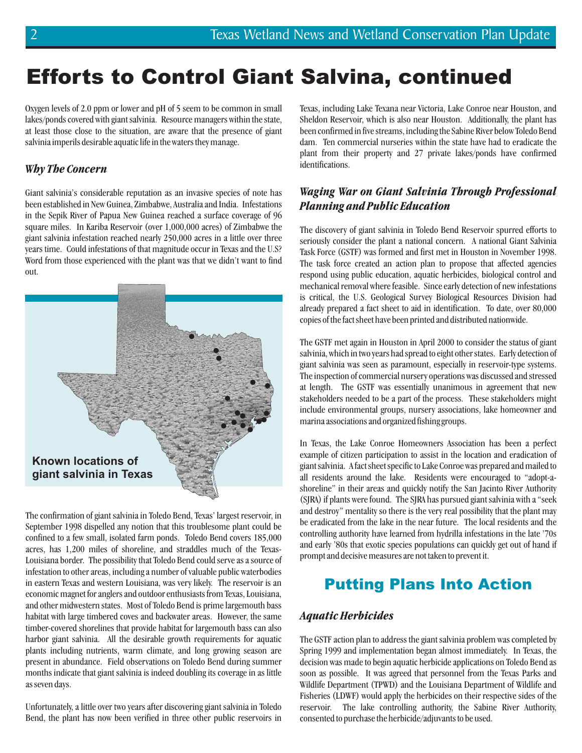# Efforts to Control Giant Salvina, continued

Oxygen levels of 2.0 ppm or lower and pH of 5 seem to be common in small lakes/ponds covered with giant salvinia. Resource managers within the state, at least those close to the situation, are aware that the presence of giant salvinia imperils desirable aquatic life in the waters they manage.

### *Why The Concern*

Giant salvinia's considerable reputation as an invasive species of note has been established in New Guinea, Zimbabwe, Australia and India. Infestations in the Sepik River of Papua New Guinea reached a surface coverage of 96 square miles. In Kariba Reservoir (over 1,000,000 acres) of Zimbabwe the giant salvinia infestation reached nearly 250,000 acres in a little over three years time. Could infestations of that magnitude occur in Texas and the U.S? Word from those experienced with the plant was that we didn't want to find out.

**Known locations of giant salvinia in Texas**

The confirmation of giant salvinia in Toledo Bend, Texas' largest reservoir, in September 1998 dispelled any notion that this troublesome plant could be confined to a few small, isolated farm ponds. Toledo Bend covers 185,000 acres, has 1,200 miles of shoreline, and straddles much of the Texas-Louisiana border. The possibility that Toledo Bend could serve as a source of infestation to other areas, including a number of valuable public waterbodies in eastern Texas and western Louisiana, was very likely. The reservoir is an economic magnet for anglers and outdoor enthusiasts from Texas, Louisiana, and other midwestern states. Most of Toledo Bend is prime largemouth bass habitat with large timbered coves and backwater areas. However, the same timber-covered shorelines that provide habitat for largemouth bass can also harbor giant salvinia. All the desirable growth requirements for aquatic plants including nutrients, warm climate, and long growing season are present in abundance. Field observations on Toledo Bend during summer months indicate that giant salvinia is indeed doubling its coverage in as little as seven days.

Unfortunately, a little over two years after discovering giant salvinia in Toledo Bend, the plant has now been verified in three other public reservoirs in Texas, including Lake Texana near Victoria, Lake Conroe near Houston, and Sheldon Reservoir, which is also near Houston. Additionally, the plant has been confirmed in five streams, including the Sabine River below Toledo Bend dam. Ten commercial nurseries within the state have had to eradicate the plant from their property and 27 private lakes/ponds have confirmed identifications.

### *Waging War on Giant Salvinia Through Professional Planning and Public Education*

The discovery of giant salvinia in Toledo Bend Reservoir spurred efforts to seriously consider the plant a national concern. A national Giant Salvinia Task Force (GSTF) was formed and first met in Houston in November 1998. The task force created an action plan to propose that affected agencies respond using public education, aquatic herbicides, biological control and mechanical removal where feasible. Since early detection of new infestations is critical, the U.S. Geological Survey Biological Resources Division had already prepared a fact sheet to aid in identification. To date, over 80,000 copies of the fact sheet have been printed and distributed nationwide.

The GSTF met again in Houston in April 2000 to consider the status of giant salvinia, which in two years had spread to eight other states. Early detection of giant salvinia was seen as paramount, especially in reservoir-type systems. The inspection of commercial nursery operations was discussed and stressed at length. The GSTF was essentially unanimous in agreement that new stakeholders needed to be a part of the process. These stakeholders might include environmental groups, nursery associations, lake homeowner and marina associations and organized fishing groups.

In Texas, the Lake Conroe Homeowners Association has been a perfect example of citizen participation to assist in the location and eradication of giant salvinia. A fact sheet specific to Lake Conroe was prepared and mailed to all residents around the lake. Residents were encouraged to "adopt-a-shoreline" in their areas and quickly notify the San Jacinto River Authority (SJRA) if plants were found. The SJRA has pursued giant salvinia with a "seek and destroy" mentality so there is the very real possibility that the plant may be eradicated from the lake in the near future. The local residents and the controlling authority have learned from hydrilla infestations in the late '70s and early '80s that exotic species populations can quickly get out of hand if prompt and decisive measures are not taken to prevent it.

## Putting Plans Into Action

### *Aquatic Herbicides*

The GSTF action plan to address the giant salvinia problem was completed by Spring 1999 and implementation began almost immediately. In Texas, the decision was made to begin aquatic herbicide applications on Toledo Bend as soon as possible. It was agreed that personnel from the Texas Parks and Wildlife Department (TPWD) and the Louisiana Department of Wildlife and Fisheries (LDWF) would apply the herbicides on their respective sides of the reservoir. The lake controlling authority, the Sabine River Authority, consented to purchase the herbicide/adjuvants to be used.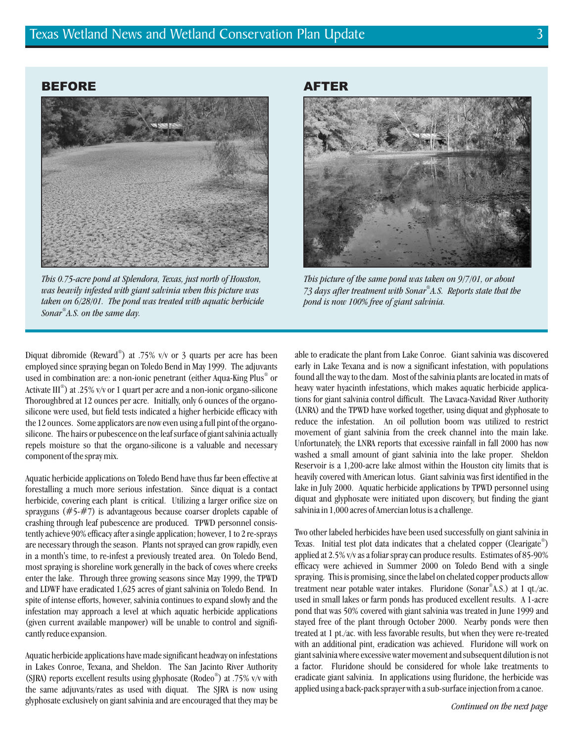**BEFORE**

*This 0.75-acre pond at Splendora, Texas, just north of Houston, was heavily infested with giant salvinia when this picture was taken on 6/28/01. The pond was treated with aquatic herbicide Sonar® A.S. on the same day.*

**AFTER**

*This picture of the same pond was taken on 9/7/01, or about 73 days after treatment with Sonar® A.S. Reports state that the pond is now 100% free of giant salvinia.*

Diquat dibromide (Reward®) at .75% v/v or 3 quarts per acre has been employed since spraying began on Toledo Bend in May 1999. The adjuvants used in combination are: a non-ionic penetrant (either Aqua-King Plus® or Activate III®) at .25% v/v or 1 quart per acre and a non-ionic organo-silicone Thoroughbred at 12 ounces per acre. Initially, only 6 ounces of the organo-silicone were used, but field tests indicated a higher herbicide efficacy with the 12 ounces. Some applicators are now even using a full pint of the organo-silicone. The hairs or pubescence on the leaf surface of giant salvinia actually repels moisture so that the organo-silicone is a valuable and necessary component of the spray mix.

Aquatic herbicide applications on Toledo Bend have thus far been effective at forestalling a much more serious infestation. Since diquat is a contact herbicide, covering each plant is critical. Utilizing a larger orifice size on sprayguns (#5-#7) is advantageous because coarser droplets capable of crashing through leaf pubescence are produced. TPWD personnel consistently achieve 90% efficacy after a single application; however, 1 to 2 re-sprays are necessary through the season. Plants not sprayed can grow rapidly, even in a month's time, to re-infest a previously treated area. On Toledo Bend, most spraying is shoreline work generally in the back of coves where creeks enter the lake. Through three growing seasons since May 1999, the TPWD and LDWF have eradicated 1,625 acres of giant salvinia on Toledo Bend. In spite of intense efforts, however, salvinia continues to expand slowly and the infestation may approach a level at which aquatic herbicide applications (given current available manpower) will be unable to control and significantly reduce expansion.

Aquatic herbicide applications have made significant headway on infestations in Lakes Conroe, Texana, and Sheldon. The San Jacinto River Authority (SJRA) reports excellent results using glyphosate (Rodeo®) at .75% v/v with the same adjuvants/rates as used with diquat. The SJRA is now using glyphosate exclusively on giant salvinia and are encouraged that they may be able to eradicate the plant from Lake Conroe. Giant salvinia was discovered early in Lake Texana and is now a significant infestation, with populations found all the way to the dam. Most of the salvinia plants are located in mats of heavy water hyacinth infestations, which makes aquatic herbicide applications for giant salvinia control difficult. The Lavaca-Navidad River Authority (LNRA) and the TPWD have worked together, using diquat and glyphosate to reduce the infestation. An oil pollution boom was utilized to restrict movement of giant salvinia from the creek channel into the main lake. Unfortunately, the LNRA reports that excessive rainfall in fall 2000 has now washed a small amount of giant salvinia into the lake proper. Sheldon Reservoir is a 1,200-acre lake almost within the Houston city limits that is heavily covered with American lotus. Giant salvinia was first identified in the lake in July 2000. Aquatic herbicide applications by TPWD personnel using diquat and glyphosate were initiated upon discovery, but finding the giant salvinia in 1,000 acres of Amercian lotus is a challenge.

Two other labeled herbicides have been used successfully on giant salvinia in Texas. Initial test plot data indicates that a chelated copper (Clearigate®) applied at 2.5% v/v as a foliar spray can produce results. Estimates of 85-90% efficacy were achieved in Summer 2000 on Toledo Bend with a single spraying. This is promising, since the label on chelated copper products allow treatment near potable water intakes. Fluridone (Sonar® A.S.) at 1 qt./ac. used in small lakes or farm ponds has produced excellent results. A 1-acre pond that was 50% covered with giant salvinia was treated in June 1999 and stayed free of the plant through October 2000. Nearby ponds were then treated at 1 pt./ac. with less favorable results, but when they were re-treated with an additional pint, eradication was achieved. Fluridone will work on giant salvinia where excessive water movement and subsequent dilution is not a factor. Fluridone should be considered for whole lake treatments to eradicate giant salvinia. In applications using fluridone, the herbicide was applied using a back-pack sprayer with a sub-surface injection from a canoe.

*Continued on the next page*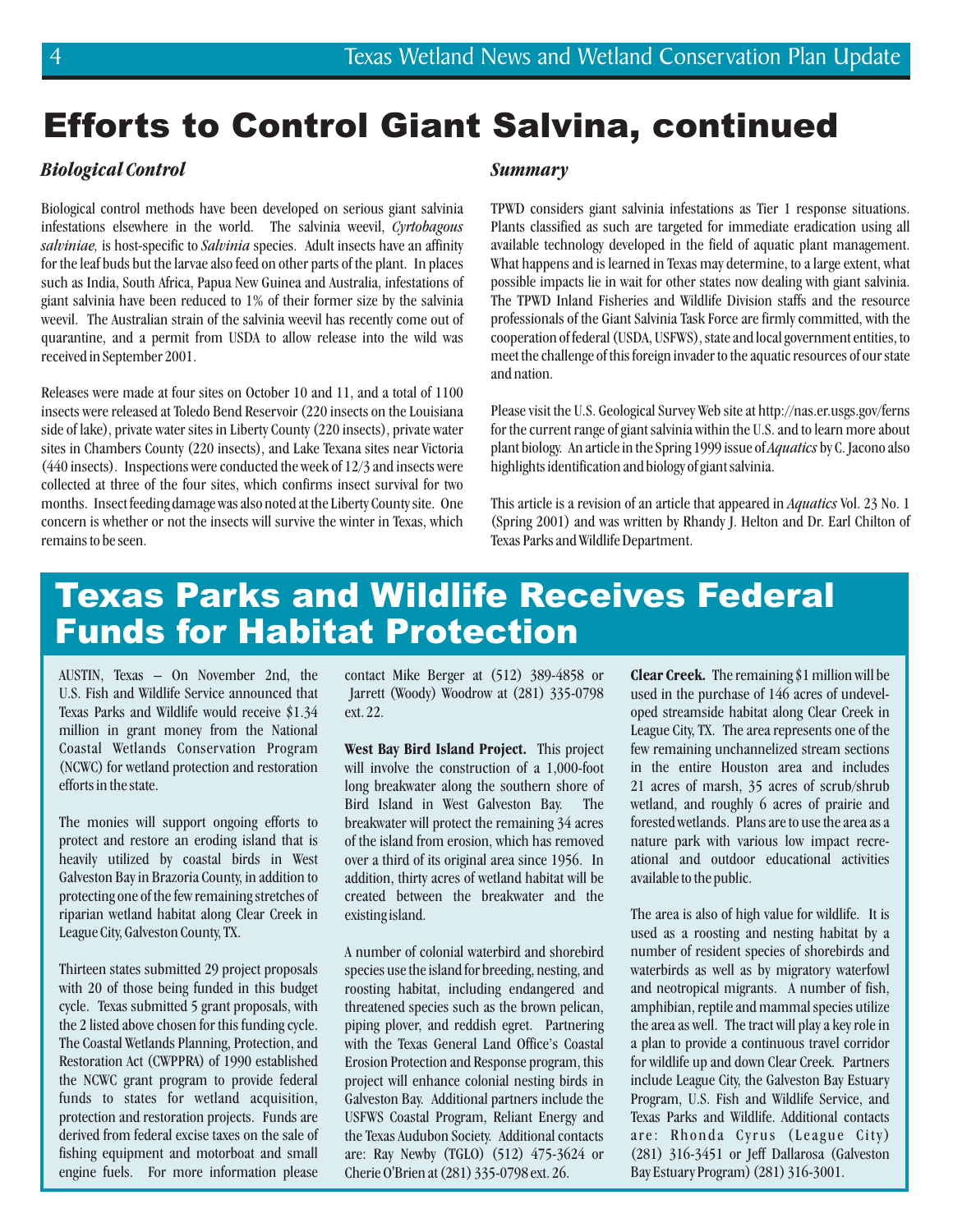# Efforts to Control Giant Salvina, continued

### *Biological Control*

Biological control methods have been developed on serious giant salvinia infestations elsewhere in the world. The salvinia weevil, *Cyrtobagous salviniae,* is host-specific to *Salvinia* species. Adult insects have an affinity for the leaf buds but the larvae also feed on other parts of the plant. In places such as India, South Africa, Papua New Guinea and Australia, infestations of giant salvinia have been reduced to 1% of their former size by the salvinia weevil. The Australian strain of the salvinia weevil has recently come out of quarantine, and a permit from USDA to allow release into the wild was received in September 2001.

Releases were made at four sites on October 10 and 11, and a total of 1100 insects were released at Toledo Bend Reservoir (220 insects on the Louisiana side of lake), private water sites in Liberty County (220 insects), private water sites in Chambers County (220 insects), and Lake Texana sites near Victoria (440 insects). Inspections were conducted the week of 12/3 and insects were collected at three of the four sites, which confirms insect survival for two months. Insect feeding damage was also noted at the Liberty County site. One concern is whether or not the insects will survive the winter in Texas, which remains to be seen.

### *Summary*

TPWD considers giant salvinia infestations as Tier 1 response situations. Plants classified as such are targeted for immediate eradication using all available technology developed in the field of aquatic plant management. What happens and is learned in Texas may determine, to a large extent, what possible impacts lie in wait for other states now dealing with giant salvinia. The TPWD Inland Fisheries and Wildlife Division staffs and the resource professionals of the Giant Salvinia Task Force are firmly committed, with the cooperation of federal (USDA, USFWS), state and local government entities, to meet the challenge of this foreign invader to the aquatic resources of our state and nation.

Please visit the U.S. Geological Survey Web site at http://nas.er.usgs.gov/ferns for the current range of giant salvinia within the U.S. and to learn more about plant biology. An article in the Spring 1999 issue of *Aquatics* by C. Jacono also highlights identification and biology of giant salvinia.

This article is a revision of an article that appeared in *Aquatics* Vol. 23 No. 1 (Spring 2001) and was written by Rhandy J. Helton and Dr. Earl Chilton of Texas Parks and Wildlife Department.

# Texas Parks and Wildlife Receives Federal Funds for Habitat Protection

AUSTIN, Texas – On November 2nd, the U.S. Fish and Wildlife Service announced that Texas Parks and Wildlife would receive $1.34 million in grant money from the National Coastal Wetlands Conservation Program (NCWC) for wetland protection and restoration efforts in the state.

The monies will support ongoing efforts to protect and restore an eroding island that is heavily utilized by coastal birds in West Galveston Bay in Brazoria County, in addition to protecting one of the few remaining stretches of riparian wetland habitat along Clear Creek in League City, Galveston County, TX.

Thirteen states submitted 29 project proposals with 20 of those being funded in this budget cycle. Texas submitted 5 grant proposals, with the 2 listed above chosen for this funding cycle. The Coastal Wetlands Planning, Protection, and Restoration Act (CWPPRA) of 1990 established the NCWC grant program to provide federal funds to states for wetland acquisition, protection and restoration projects. Funds are derived from federal excise taxes on the sale of fishing equipment and motorboat and small engine fuels. For more information please contact Mike Berger at (512) 389-4858 or Jarrett (Woody) Woodrow at (281) 335-0798 ext. 22.

**West Bay Bird Island Project.** This project will involve the construction of a 1,000-foot long breakwater along the southern shore of Bird Island in West Galveston Bay. The breakwater will protect the remaining 34 acres of the island from erosion, which has removed over a third of its original area since 1956. In addition, thirty acres of wetland habitat will be created between the breakwater and the existing island.

A number of colonial waterbird and shorebird species use the island for breeding, nesting, and roosting habitat, including endangered and threatened species such as the brown pelican, piping plover, and reddish egret. Partnering with the Texas General Land Office's Coastal Erosion Protection and Response program, this project will enhance colonial nesting birds in Galveston Bay. Additional partners include the USFWS Coastal Program, Reliant Energy and the Texas Audubon Society. Additional contacts are: Ray Newby (TGLO) (512) 475-3624 or Cherie O'Brien at (281) 335-0798 ext. 26.

**Clear Creek.** The remaining $1 million will be used in the purchase of 146 acres of undeveloped streamside habitat along Clear Creek in League City, TX. The area represents one of the few remaining unchannelized stream sections in the entire Houston area and includes 21 acres of marsh, 35 acres of scrub/shrub wetland, and roughly 6 acres of prairie and forested wetlands. Plans are to use the area as a nature park with various low impact recreational and outdoor educational activities available to the public.

The area is also of high value for wildlife. It is used as a roosting and nesting habitat by a number of resident species of shorebirds and waterbirds as well as by migratory waterfowl and neotropical migrants. A number of fish, amphibian, reptile and mammal species utilize the area as well. The tract will play a key role in a plan to provide a continuous travel corridor for wildlife up and down Clear Creek. Partners include League City, the Galveston Bay Estuary Program, U.S. Fish and Wildlife Service, and Texas Parks and Wildlife. Additional contacts are: Rhonda Cyrus (League City) (281) 316-3451 or Jeff Dallarosa (Galveston Bay Estuary Program) (281) 316-3001.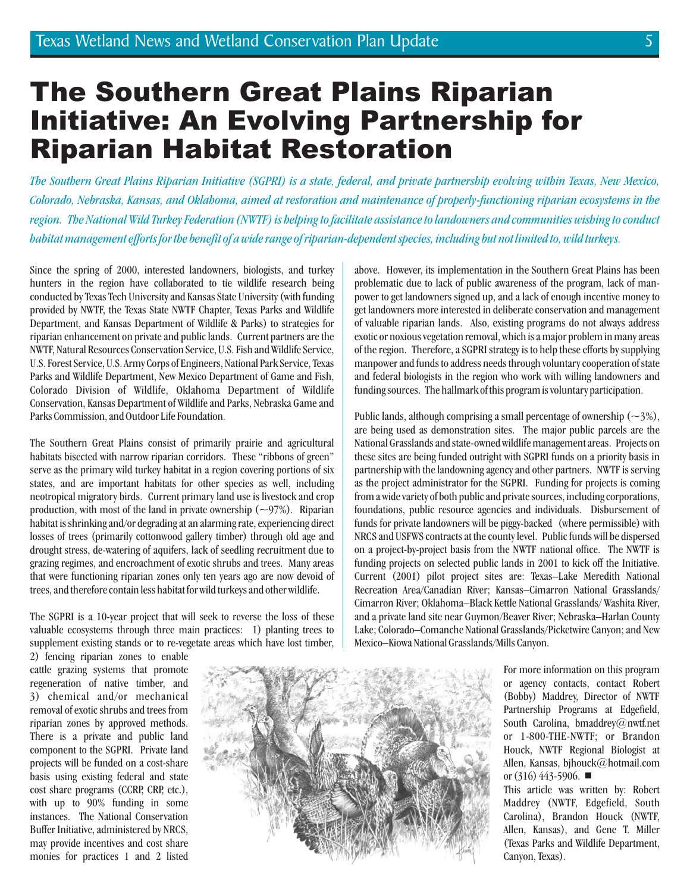# The Southern Great Plains Riparian Initiative: An Evolving Partnership for Riparian Habitat Restoration

*The Southern Great Plains Riparian Initiative (SGPRI) is a state, federal, and private partnership evolving within Texas, New Mexico, Colorado, Nebraska, Kansas, and Oklahoma, aimed at restoration and maintenance of properly-functioning riparian ecosystems in the region. The National Wild Turkey Federation (NWTF) is helping to facilitate assistance to landowners and communities wishing to conduct habitat management efforts for the benefit of a wide range of riparian-dependent species, including but not limited to, wild turkeys.*

Since the spring of 2000, interested landowners, biologists, and turkey hunters in the region have collaborated to tie wildlife research being conducted by Texas Tech University and Kansas State University (with funding provided by NWTF, the Texas State NWTF Chapter, Texas Parks and Wildlife Department, and Kansas Department of Wildlife & Parks) to strategies for riparian enhancement on private and public lands. Current partners are the NWTF, Natural Resources Conservation Service, U.S. Fish and Wildlife Service, U.S. Forest Service, U.S. Army Corps of Engineers, National Park Service, Texas Parks and Wildlife Department, New Mexico Department of Game and Fish, Colorado Division of Wildlife, Oklahoma Department of Wildlife Conservation, Kansas Department of Wildlife and Parks, Nebraska Game and Parks Commission, and Outdoor Life Foundation.

The Southern Great Plains consist of primarily prairie and agricultural habitats bisected with narrow riparian corridors. These "ribbons of green" serve as the primary wild turkey habitat in a region covering portions of six states, and are important habitats for other species as well, including neotropical migratory birds. Current primary land use is livestock and crop production, with most of the land in private ownership (~97%). Riparian habitat is shrinking and/or degrading at an alarming rate, experiencing direct losses of trees (primarily cottonwood gallery timber) through old age and drought stress, de-watering of aquifers, lack of seedling recruitment due to grazing regimes, and encroachment of exotic shrubs and trees. Many areas that were functioning riparian zones only ten years ago are now devoid of trees, and therefore contain less habitat for wild turkeys and other wildlife.

The SGPRI is a 10-year project that will seek to reverse the loss of these valuable ecosystems through three main practices: 1) planting trees to supplement existing stands or to re-vegetate areas which have lost timber, 2) fencing riparian zones to enable cattle grazing systems that promote regeneration of native timber, and 3) chemical and/or mechanical removal of exotic shrubs and trees from riparian zones by approved methods. There is a private and public land component to the SGPRI. Private land projects will be funded on a cost-share basis using existing federal and state cost share programs (CCRP, CRP, etc.), with up to 90% funding in some instances. The National Conservation Buffer Initiative, administered by NRCS, may provide incentives and cost share monies for practices 1 and 2 listed above. However, its implementation in the Southern Great Plains has been problematic due to lack of public awareness of the program, lack of manpower to get landowners signed up, and a lack of enough incentive money to get landowners more interested in deliberate conservation and management of valuable riparian lands. Also, existing programs do not always address exotic or noxious vegetation removal, which is a major problem in many areas of the region. Therefore, a SGPRI strategy is to help these efforts by supplying manpower and funds to address needs through voluntary cooperation of state and federal biologists in the region who work with willing landowners and funding sources. The hallmark of this program is voluntary participation.

Public lands, although comprising a small percentage of ownership (~3%), are being used as demonstration sites. The major public parcels are the National Grasslands and state-owned wildlife management areas. Projects on these sites are being funded outright with SGPRI funds on a priority basis in partnership with the landowning agency and other partners. NWTF is serving as the project administrator for the SGPRI. Funding for projects is coming from a wide variety of both public and private sources, including corporations, foundations, public resource agencies and individuals. Disbursement of funds for private landowners will be piggy-backed (where permissible) with NRCS and USFWS contracts at the county level. Public funds will be dispersed on a project-by-project basis from the NWTF national office. The NWTF is funding projects on selected public lands in 2001 to kick off the Initiative. Current (2001) pilot project sites are: Texas–Lake Meredith National Recreation Area/Canadian River; Kansas–Cimarron National Grasslands/Cimarron River; Oklahoma–Black Kettle National Grasslands/Washita River, and a private land site near Guymon/Beaver River; Nebraska–Harlan County Lake; Colorado–Comanche National Grasslands/Picketwire Canyon; and New Mexico–Kiowa National Grasslands/Mills Canyon.

For more information on this program or agency contacts, contact Robert (Bobby) Maddrey, Director of NWTF Partnership Programs at Edgefield, South Carolina, bmaddrey@nwtf.net or 1-800-THE-NWTF; or Brandon Houck, NWTF Regional Biologist at Allen, Kansas, bjhouck@hotmail.com or (316) 443-5906. ■

This article was written by: Robert Maddrey (NWTF, Edgefield, South Carolina), Brandon Houck (NWTF, Allen, Kansas), and Gene T. Miller (Texas Parks and Wildlife Department, Canyon, Texas).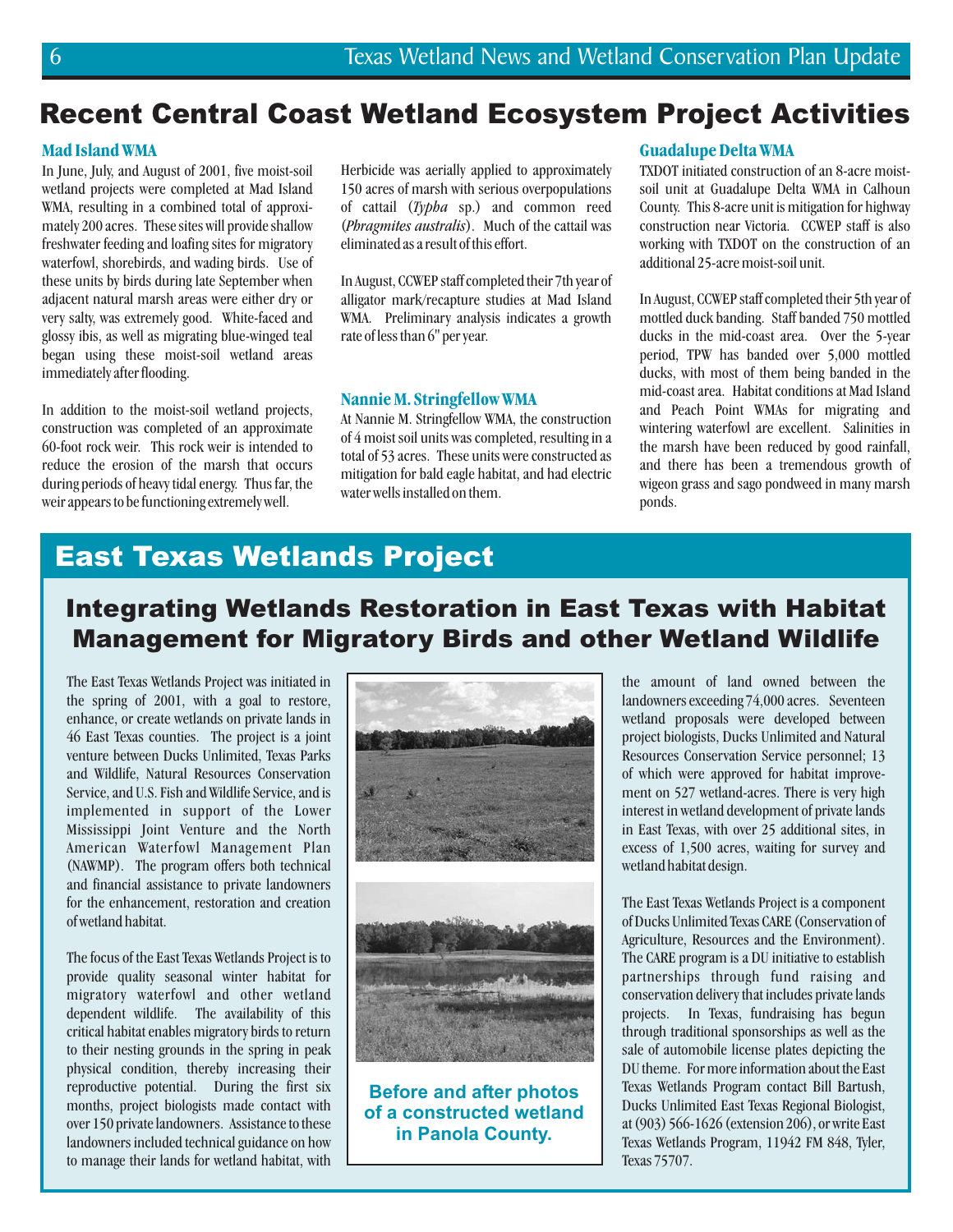# Recent Central Coast Wetland Ecosystem Project Activities

### Mad Island WMA

In June, July, and August of 2001, five moist-soil wetland projects were completed at Mad Island WMA, resulting in a combined total of approximately 200 acres. These sites will provide shallow freshwater feeding and loafing sites for migratory waterfowl, shorebirds, and wading birds. Use of these units by birds during late September when adjacent natural marsh areas were either dry or very salty, was extremely good. White-faced and glossy ibis, as well as migrating blue-winged teal began using these moist-soil wetland areas immediately after flooding.

In addition to the moist-soil wetland projects, construction was completed of an approximate 60-foot rock weir. This rock weir is intended to reduce the erosion of the marsh that occurs during periods of heavy tidal energy. Thus far, the weir appears to be functioning extremely well.

Herbicide was aerially applied to approximately 150 acres of marsh with serious overpopulations of cattail (*Typha* sp.) and common reed (*Phragmites australis*). Much of the cattail was eliminated as a result of this effort.

In August, CCWEP staff completed their 7th year of alligator mark/recapture studies at Mad Island WMA. Preliminary analysis indicates a growth rate of less than 6" per year.

### Nannie M. Stringfellow WMA

At Nannie M. Stringfellow WMA, the construction of 4 moist soil units was completed, resulting in a total of 53 acres. These units were constructed as mitigation for bald eagle habitat, and had electric water wells installed on them.

### Guadalupe Delta WMA

TXDOT initiated construction of an 8-acre moist-soil unit at Guadalupe Delta WMA in Calhoun County. This 8-acre unit is mitigation for highway construction near Victoria. CCWEP staff is also working with TXDOT on the construction of an additional 25-acre moist-soil unit.

In August, CCWEP staff completed their 5th year of mottled duck banding. Staff banded 750 mottled ducks in the mid-coast area. Over the 5-year period, TPW has banded over 5,000 mottled ducks, with most of them being banded in the mid-coast area. Habitat conditions at Mad Island and Peach Point WMAs for migrating and wintering waterfowl are excellent. Salinities in the marsh have been reduced by good rainfall, and there has been a tremendous growth of wigeon grass and sago pondweed in many marsh ponds.

# East Texas Wetlands Project

## Integrating Wetlands Restoration in East Texas with Habitat Management for Migratory Birds and other Wetland Wildlife

The East Texas Wetlands Project was initiated in the spring of 2001, with a goal to restore, enhance, or create wetlands on private lands in 46 East Texas counties. The project is a joint venture between Ducks Unlimited, Texas Parks and Wildlife, Natural Resources Conservation Service, and U.S. Fish and Wildlife Service, and is implemented in support of the Lower Mississippi Joint Venture and the North American Waterfowl Management Plan (NAWMP). The program offers both technical and financial assistance to private landowners for the enhancement, restoration and creation of wetland habitat.

The focus of the East Texas Wetlands Project is to provide quality seasonal winter habitat for migratory waterfowl and other wetland dependent wildlife. The availability of this critical habitat enables migratory birds to return to their nesting grounds in the spring in peak physical condition, thereby increasing their reproductive potential. During the first six months, project biologists made contact with over 150 private landowners. Assistance to these landowners included technical guidance on how to manage their lands for wetland habitat, with the amount of land owned between the landowners exceeding 74,000 acres. Seventeen wetland proposals were developed between project biologists, Ducks Unlimited and Natural Resources Conservation Service personnel; 13 of which were approved for habitat improvement on 527 wetland-acres. There is very high interest in wetland development of private lands in East Texas, with over 25 additional sites, in excess of 1,500 acres, waiting for survey and wetland habitat design.

**Before and after photos of a constructed wetland in Panola County.**

The East Texas Wetlands Project is a component of Ducks Unlimited Texas CARE (Conservation of Agriculture, Resources and the Environment). The CARE program is a DU initiative to establish partnerships through fund raising and conservation delivery that includes private lands projects. In Texas, fundraising has begun through traditional sponsorships as well as the sale of automobile license plates depicting the DU theme. For more information about the East Texas Wetlands Program contact Bill Bartush, Ducks Unlimited East Texas Regional Biologist, at (903) 566-1626 (extension 206), or write East Texas Wetlands Program, 11942 FM 848, Tyler, Texas 75707.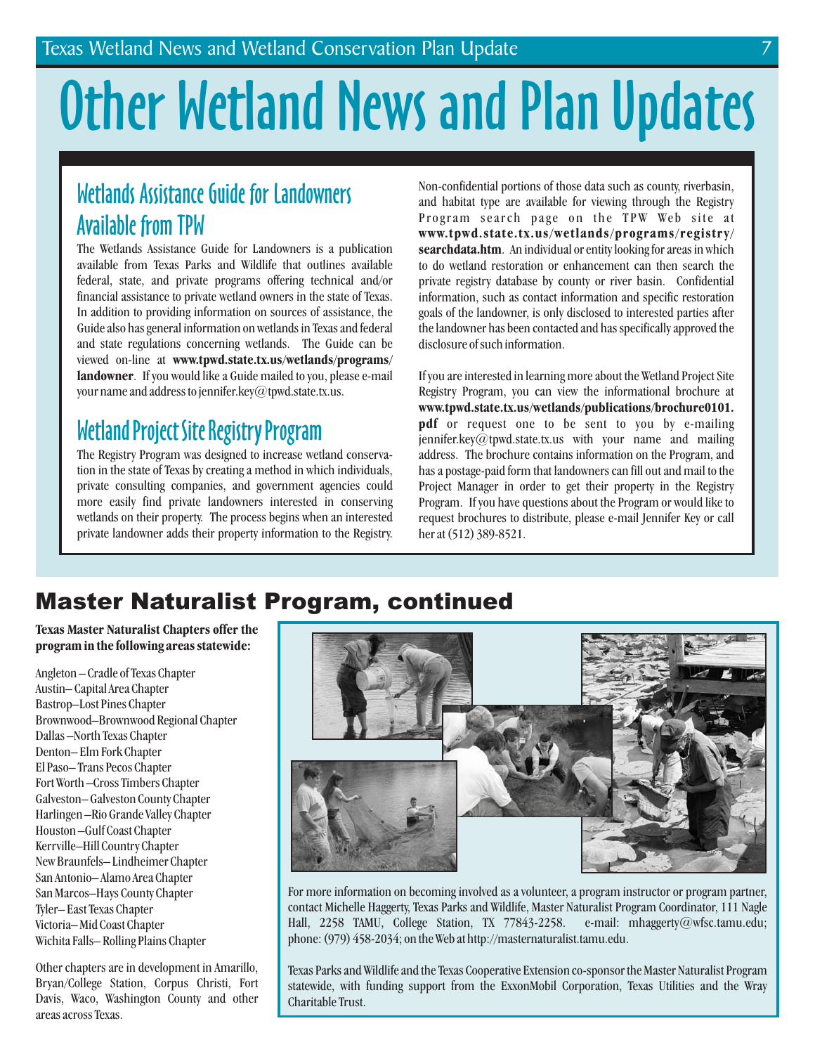# Other Wetland News and Plan Updates

## Wetlands Assistance Guide for Landowners Available from TPW

The Wetlands Assistance Guide for Landowners is a publication available from Texas Parks and Wildlife that outlines available federal, state, and private programs offering technical and/or financial assistance to private wetland owners in the state of Texas. In addition to providing information on sources of assistance, the Guide also has general information on wetlands in Texas and federal and state regulations concerning wetlands. The Guide can be viewed on-line at **www.tpwd.state.tx.us/wetlands/programs/landowner**. If you would like a Guide mailed to you, please e-mail your name and address to jennifer.key@tpwd.state.tx.us.

## Wetland Project Site Registry Program

The Registry Program was designed to increase wetland conservation in the state of Texas by creating a method in which individuals, private consulting companies, and government agencies could more easily find private landowners interested in conserving wetlands on their property. The process begins when an interested private landowner adds their property information to the Registry. Non-confidential portions of those data such as county, riverbasin, and habitat type are available for viewing through the Registry Program search page on the TPW Web site at **www.tpwd.state.tx.us/wetlands/programs/registry/searchdata.htm**. An individual or entity looking for areas in which to do wetland restoration or enhancement can then search the private registry database by county or river basin. Confidential information, such as contact information and specific restoration goals of the landowner, is only disclosed to interested parties after the landowner has been contacted and has specifically approved the disclosure of such information.

If you are interested in learning more about the Wetland Project Site Registry Program, you can view the informational brochure at **www.tpwd.state.tx.us/wetlands/publications/brochure0101.pdf** or request one to be sent to you by e-mailing jennifer.key@tpwd.state.tx.us with your name and mailing address. The brochure contains information on the Program, and has a postage-paid form that landowners can fill out and mail to the Project Manager in order to get their property in the Registry Program. If you have questions about the Program or would like to request brochures to distribute, please e-mail Jennifer Key or call her at (512) 389-8521.

## Master Naturalist Program, continued

**Texas Master Naturalist Chapters offer the program in the following areas statewide:**

Angleton – Cradle of Texas Chapter
Austin– Capital Area Chapter
Bastrop–Lost Pines Chapter
Brownwood–Brownwood Regional Chapter
Dallas –North Texas Chapter
Denton– Elm Fork Chapter
El Paso– Trans Pecos Chapter
Fort Worth –Cross Timbers Chapter
Galveston– Galveston County Chapter
Harlingen –Rio Grande Valley Chapter
Houston –Gulf Coast Chapter
Kerrville–Hill Country Chapter
New Braunfels– Lindheimer Chapter
San Antonio– Alamo Area Chapter
San Marcos–Hays County Chapter
Tyler– East Texas Chapter
Victoria– Mid Coast Chapter
Wichita Falls– Rolling Plains Chapter

Other chapters are in development in Amarillo, Bryan/College Station, Corpus Christi, Fort Davis, Waco, Washington County and other areas across Texas.

For more information on becoming involved as a volunteer, a program instructor or program partner, contact Michelle Haggerty, Texas Parks and Wildlife, Master Naturalist Program Coordinator, 111 Nagle Hall, 2258 TAMU, College Station, TX 77843-2258. e-mail: mhaggerty@wfsc.tamu.edu; phone: (979) 458-2034; on the Web at http://masternaturalist.tamu.edu.

Texas Parks and Wildlife and the Texas Cooperative Extension co-sponsor the Master Naturalist Program statewide, with funding support from the ExxonMobil Corporation, Texas Utilities and the Wray Charitable Trust.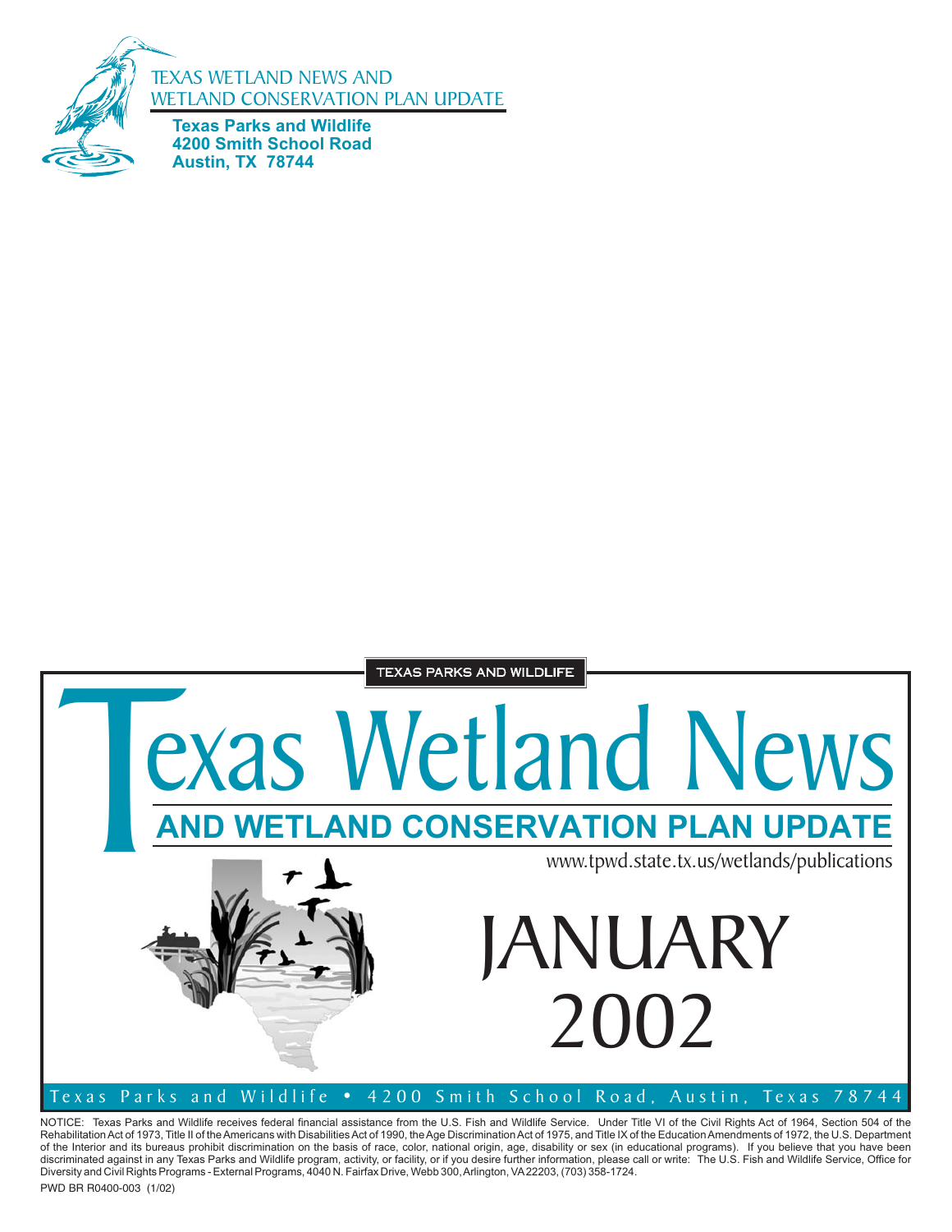TEXAS WETLAND NEWS AND
WETLAND CONSERVATION PLAN UPDATE

**Texas Parks and Wildlife**
**4200 Smith School Road**
**Austin, TX 78744**

TEXAS PARKS AND WILDLIFE

# Texas Wetland News

## AND WETLAND CONSERVATION PLAN UPDATE

www.tpwd.state.tx.us/wetlands/publications

# JANUARY 2002

Texas Parks and Wildlife • 4200 Smith School Road, Austin, Texas 78744

NOTICE: Texas Parks and Wildlife receives federal financial assistance from the U.S. Fish and Wildlife Service. Under Title VI of the Civil Rights Act of 1964, Section 504 of the Rehabilitation Act of 1973, Title II of the Americans with Disabilities Act of 1990, the Age Discrimination Act of 1975, and Title IX of the Education Amendments of 1972, the U.S. Department of the Interior and its bureaus prohibit discrimination on the basis of race, color, national origin, age, disability or sex (in educational programs). If you believe that you have been discriminated against in any Texas Parks and Wildlife program, activity, or facility, or if you desire further information, please call or write: The U.S. Fish and Wildlife Service, Office for Diversity and Civil Rights Programs - External Programs, 4040 N. Fairfax Drive, Webb 300, Arlington, VA 22203, (703) 358-1724.

PWD BR R0400-003 (1/02)